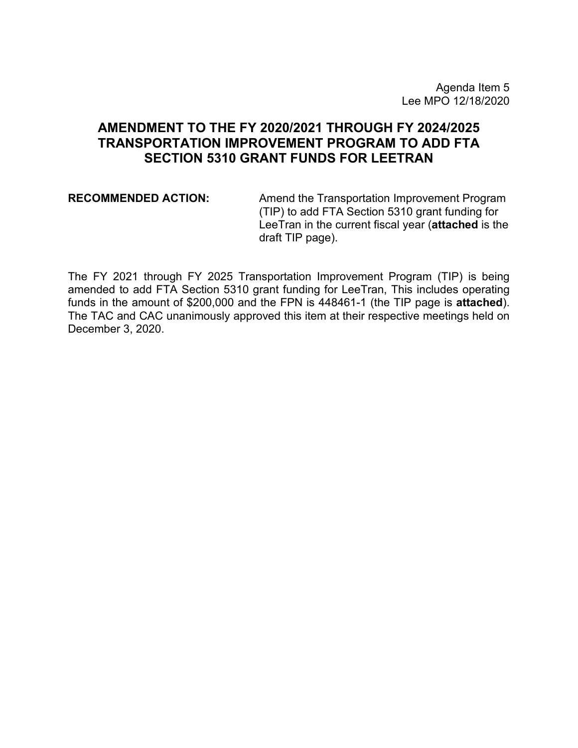Agenda Item 5
Lee MPO 12/18/2020

# AMENDMENT TO THE FY 2020/2021 THROUGH FY 2024/2025 TRANSPORTATION IMPROVEMENT PROGRAM TO ADD FTA SECTION 5310 GRANT FUNDS FOR LEETRAN

**RECOMMENDED ACTION:** Amend the Transportation Improvement Program (TIP) to add FTA Section 5310 grant funding for LeeTran in the current fiscal year (**attached** is the draft TIP page).

The FY 2021 through FY 2025 Transportation Improvement Program (TIP) is being amended to add FTA Section 5310 grant funding for LeeTran, This includes operating funds in the amount of $200,000 and the FPN is 448461-1 (the TIP page is **attached**). The TAC and CAC unanimously approved this item at their respective meetings held on December 3, 2020.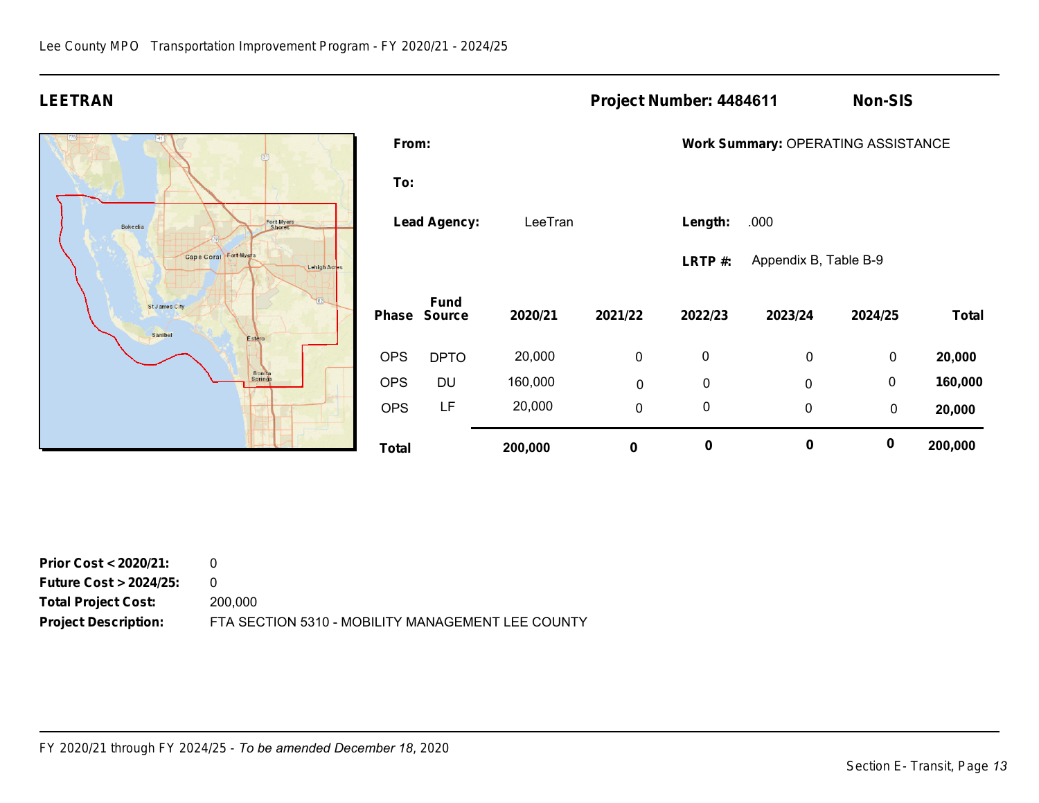## LEETRAN

**Project Number: 4484611** **Non-SIS**

**From:**

**To:**

**Lead Agency:** LeeTran

**Work Summary:** OPERATING ASSISTANCE

**Length:** .000

**LRTP #:** Appendix B, Table B-9

| Phase | Fund Source | 2020/21 | 2021/22 | 2022/23 | 2023/24 | 2024/25 | Total |
|---|---|---|---|---|---|---|---|
| OPS | DPTO | 20,000 | 0 | 0 | 0 | 0 | **20,000** |
| OPS | DU | 160,000 | 0 | 0 | 0 | 0 | **160,000** |
| OPS | LF | 20,000 | 0 | 0 | 0 | 0 | **20,000** |
| **Total** | | **200,000** | **0** | **0** | **0** | **0** | **200,000** |

**Prior Cost < 2020/21:** 0

**Future Cost > 2024/25:** 0

**Total Project Cost:** 200,000

**Project Description:** FTA SECTION 5310 - MOBILITY MANAGEMENT LEE COUNTY

FY 2020/21 through FY 2024/25 - *To be amended December 18*, 2020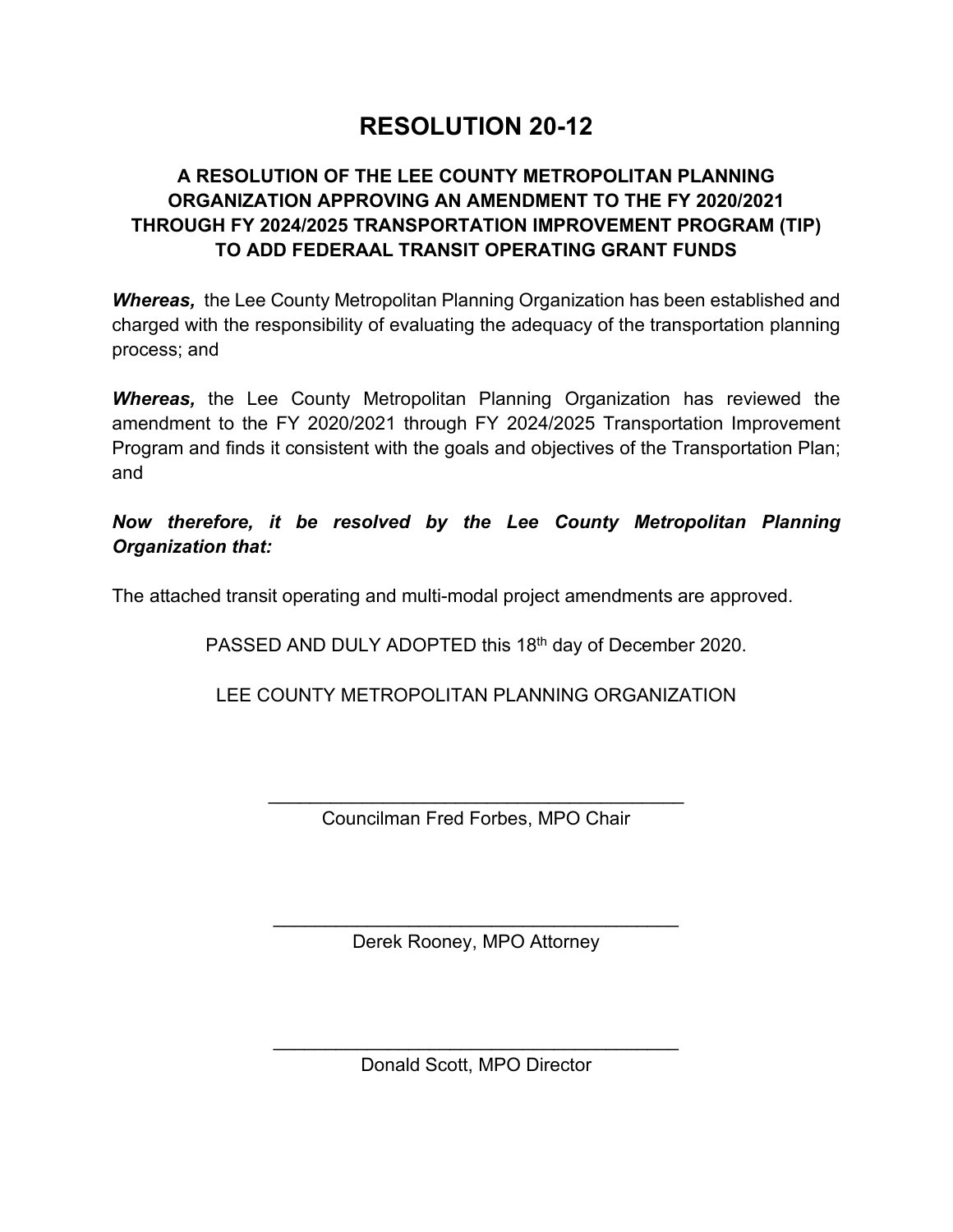# RESOLUTION 20-12

## A RESOLUTION OF THE LEE COUNTY METROPOLITAN PLANNING ORGANIZATION APPROVING AN AMENDMENT TO THE FY 2020/2021 THROUGH FY 2024/2025 TRANSPORTATION IMPROVEMENT PROGRAM (TIP) TO ADD FEDERAAL TRANSIT OPERATING GRANT FUNDS

***Whereas,*** the Lee County Metropolitan Planning Organization has been established and charged with the responsibility of evaluating the adequacy of the transportation planning process; and

***Whereas,*** the Lee County Metropolitan Planning Organization has reviewed the amendment to the FY 2020/2021 through FY 2024/2025 Transportation Improvement Program and finds it consistent with the goals and objectives of the Transportation Plan; and

***Now therefore, it be resolved by the Lee County Metropolitan Planning Organization that:***

The attached transit operating and multi-modal project amendments are approved.

PASSED AND DULY ADOPTED this 18th day of December 2020.

LEE COUNTY METROPOLITAN PLANNING ORGANIZATION

\_\_\_\_\_\_\_\_\_\_\_\_\_\_\_\_\_\_\_\_\_\_\_\_\_\_\_\_\_\_\_\_\_\_\_\_\_\_\_\_

Councilman Fred Forbes, MPO Chair

\_\_\_\_\_\_\_\_\_\_\_\_\_\_\_\_\_\_\_\_\_\_\_\_\_\_\_\_\_\_\_\_\_\_\_\_\_\_\_\_

Derek Rooney, MPO Attorney

\_\_\_\_\_\_\_\_\_\_\_\_\_\_\_\_\_\_\_\_\_\_\_\_\_\_\_\_\_\_\_\_\_\_\_\_\_\_\_\_

Donald Scott, MPO Director